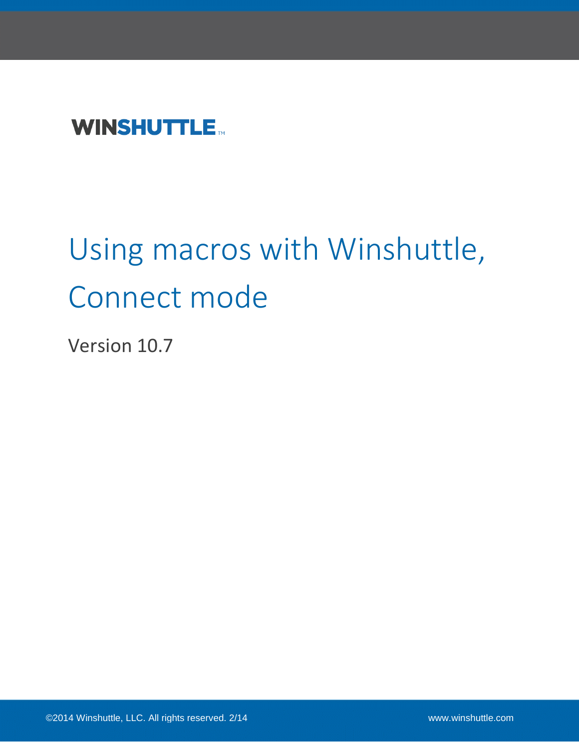WINSHUTTLE™

# Using macros with Winshuttle, Connect mode

Version 10.7

©2014 Winshuttle, LLC. All rights reserved. 2/14

www.winshuttle.com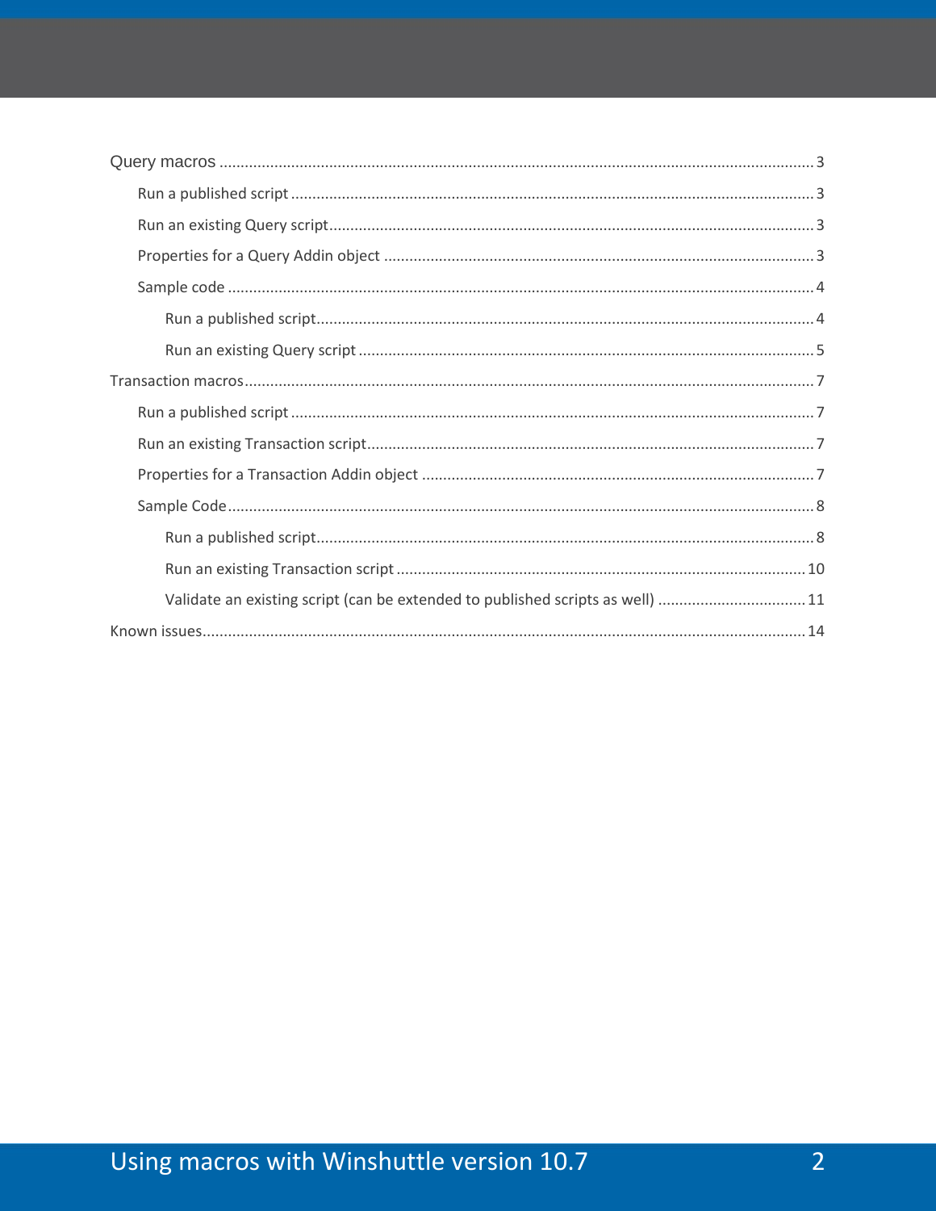- Query macros ... 3
  - Run a published script ... 3
  - Run an existing Query script ... 3
  - Properties for a Query Addin object ... 3
  - Sample code ... 4
    - Run a published script ... 4
    - Run an existing Query script ... 5
- Transaction macros ... 7
  - Run a published script ... 7
  - Run an existing Transaction script ... 7
  - Properties for a Transaction Addin object ... 7
  - Sample Code ... 8
    - Run a published script ... 8
    - Run an existing Transaction script ... 10
    - Validate an existing script (can be extended to published scripts as well) ... 11
- Known issues ... 14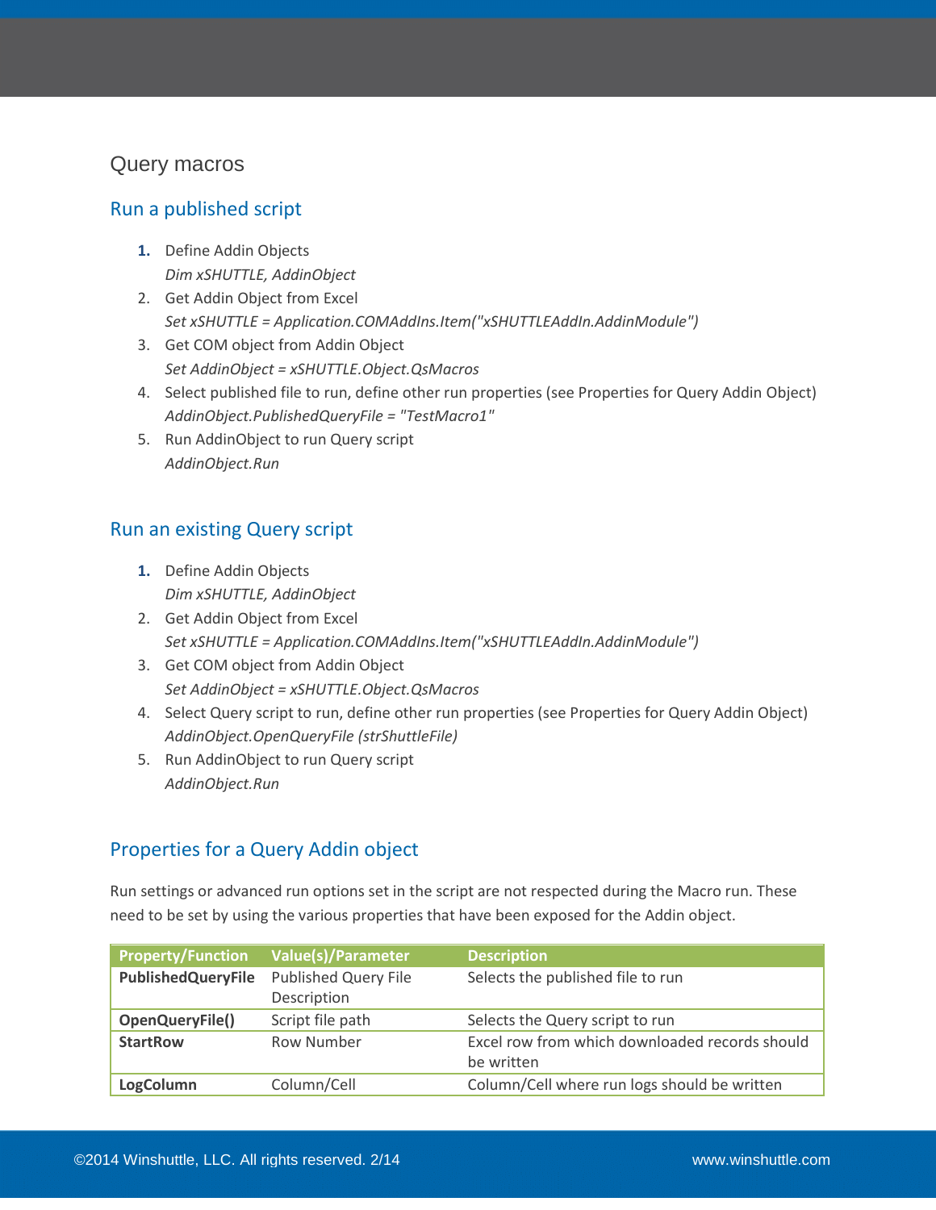## Query macros

### Run a published script

1. Define Addin Objects
   *Dim xSHUTTLE, AddinObject*
2. Get Addin Object from Excel
   *Set xSHUTTLE = Application.COMAddIns.Item("xSHUTTLEAddIn.AddinModule")*
3. Get COM object from Addin Object
   *Set AddinObject = xSHUTTLE.Object.QsMacros*
4. Select published file to run, define other run properties (see Properties for Query Addin Object)
   *AddinObject.PublishedQueryFile = "TestMacro1"*
5. Run AddinObject to run Query script
   *AddinObject.Run*

### Run an existing Query script

1. Define Addin Objects
   *Dim xSHUTTLE, AddinObject*
2. Get Addin Object from Excel
   *Set xSHUTTLE = Application.COMAddIns.Item("xSHUTTLEAddIn.AddinModule")*
3. Get COM object from Addin Object
   *Set AddinObject = xSHUTTLE.Object.QsMacros*
4. Select Query script to run, define other run properties (see Properties for Query Addin Object)
   *AddinObject.OpenQueryFile (strShuttleFile)*
5. Run AddinObject to run Query script
   *AddinObject.Run*

### Properties for a Query Addin object

Run settings or advanced run options set in the script are not respected during the Macro run. These need to be set by using the various properties that have been exposed for the Addin object.

| Property/Function | Value(s)/Parameter | Description |
|---|---|---|
| **PublishedQueryFile** | Published Query File Description | Selects the published file to run |
| **OpenQueryFile()** | Script file path | Selects the Query script to run |
| **StartRow** | Row Number | Excel row from which downloaded records should be written |
| **LogColumn** | Column/Cell | Column/Cell where run logs should be written |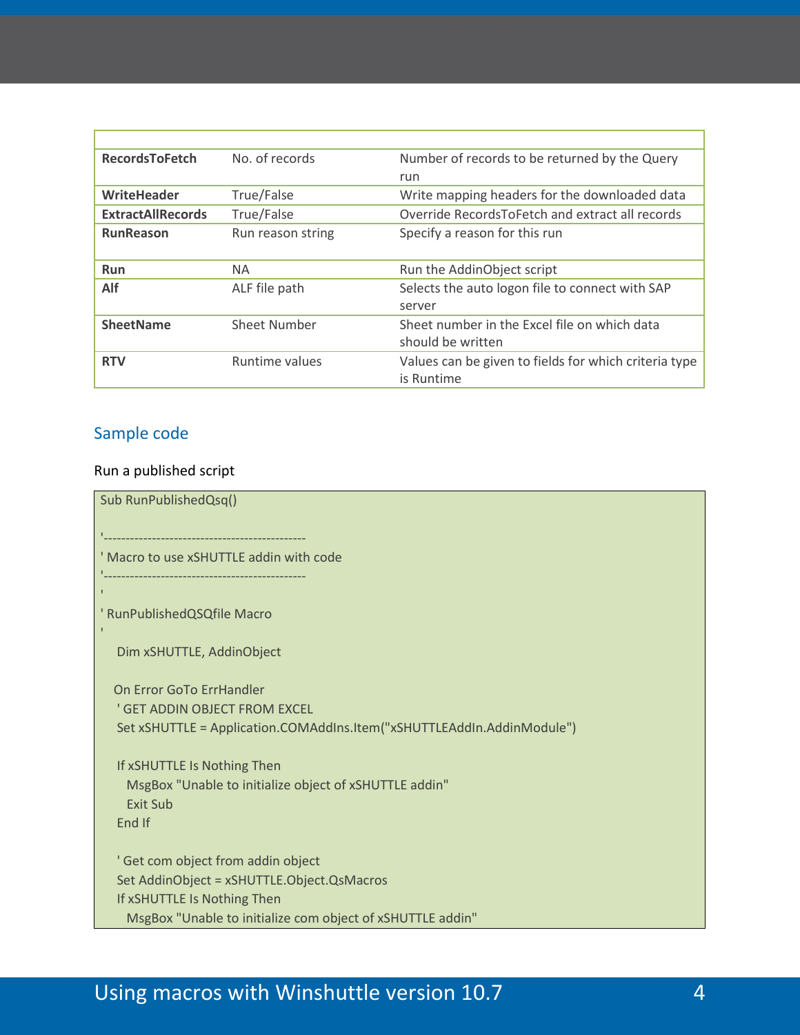| | | |
|---|---|---|
| **RecordsToFetch** | No. of records | Number of records to be returned by the Query run |
| **WriteHeader** | True/False | Write mapping headers for the downloaded data |
| **ExtractAllRecords** | True/False | Override RecordsToFetch and extract all records |
| **RunReason** | Run reason string | Specify a reason for this run |
| **Run** | NA | Run the AddinObject script |
| **Alf** | ALF file path | Selects the auto logon file to connect with SAP server |
| **SheetName** | Sheet Number | Sheet number in the Excel file on which data should be written |
| **RTV** | Runtime values | Values can be given to fields for which criteria type is Runtime |

## Sample code

Run a published script

```
Sub RunPublishedQsq()

'---------------------------------------------
' Macro to use xSHUTTLE addin with code
'---------------------------------------------
'
' RunPublishedQSQfile Macro
'
    Dim xSHUTTLE, AddinObject

   On Error GoTo ErrHandler
    ' GET ADDIN OBJECT FROM EXCEL
    Set xSHUTTLE = Application.COMAddIns.Item("xSHUTTLEAddIn.AddinModule")

    If xSHUTTLE Is Nothing Then
      MsgBox "Unable to initialize object of xSHUTTLE addin"
      Exit Sub
    End If

    ' Get com object from addin object
    Set AddinObject = xSHUTTLE.Object.QsMacros
    If xSHUTTLE Is Nothing Then
      MsgBox "Unable to initialize com object of xSHUTTLE addin"
```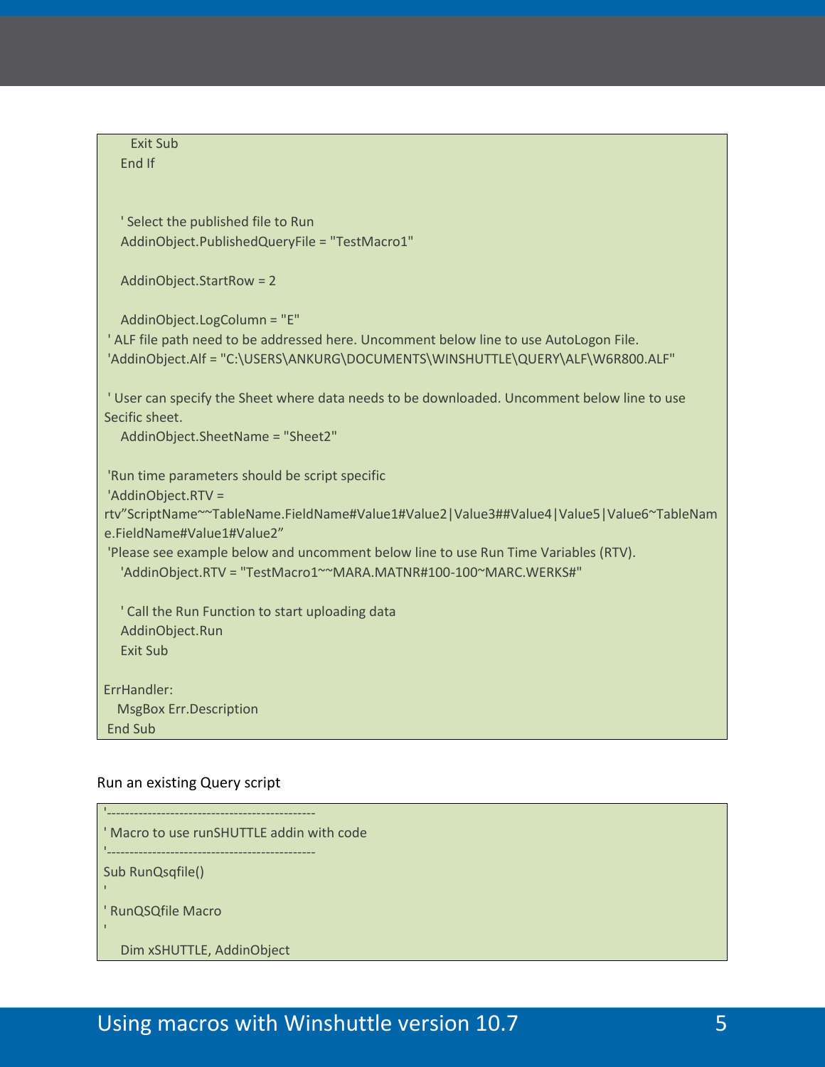```
      Exit Sub
    End If


    ' Select the published file to Run
    AddinObject.PublishedQueryFile = "TestMacro1"

    AddinObject.StartRow = 2

    AddinObject.LogColumn = "E"
 ' ALF file path need to be addressed here. Uncomment below line to use AutoLogon File.
 'AddinObject.Alf = "C:\USERS\ANKURG\DOCUMENTS\WINSHUTTLE\QUERY\ALF\W6R800.ALF"

 ' User can specify the Sheet where data needs to be downloaded. Uncomment below line to use
Secific sheet.
    AddinObject.SheetName = "Sheet2"

 'Run time parameters should be script specific
 'AddinObject.RTV =
rtv"ScriptName~~TableName.FieldName#Value1#Value2|Value3##Value4|Value5|Value6~TableNam
e.FieldName#Value1#Value2"
 'Please see example below and uncomment below line to use Run Time Variables (RTV).
    'AddinObject.RTV = "TestMacro1~~MARA.MATNR#100-100~MARC.WERKS#"

    ' Call the Run Function to start uploading data
    AddinObject.Run
    Exit Sub

ErrHandler:
   MsgBox Err.Description
 End Sub
```

Run an existing Query script

```
'-----------------------------------------------
' Macro to use runSHUTTLE addin with code
'-----------------------------------------------
Sub RunQsqfile()
'
' RunQSQfile Macro
'
    Dim xSHUTTLE, AddinObject
```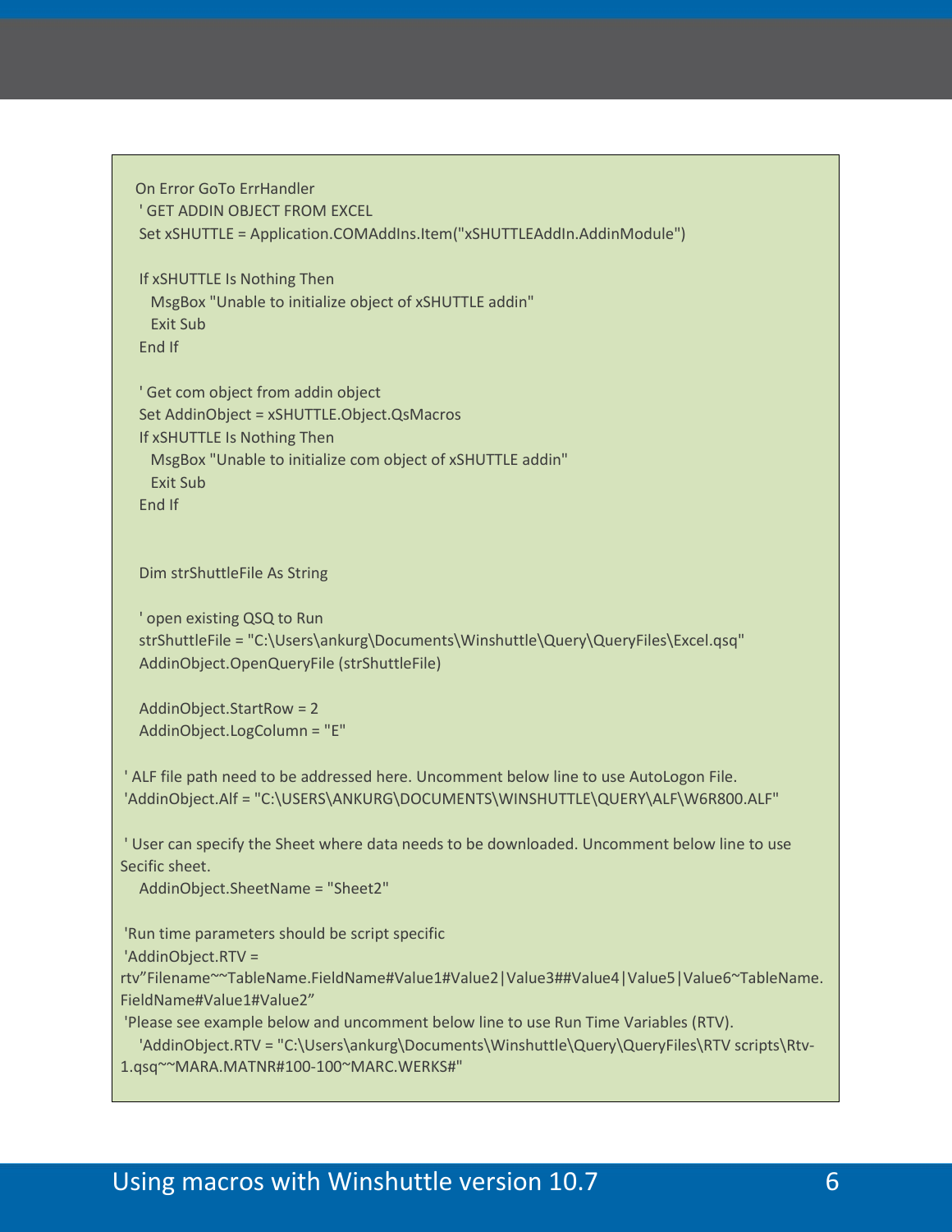```
On Error GoTo ErrHandler
 ' GET ADDIN OBJECT FROM EXCEL
 Set xSHUTTLE = Application.COMAddIns.Item("xSHUTTLEAddIn.AddinModule")

 If xSHUTTLE Is Nothing Then
   MsgBox "Unable to initialize object of xSHUTTLE addin"
   Exit Sub
 End If

 ' Get com object from addin object
 Set AddinObject = xSHUTTLE.Object.QsMacros
 If xSHUTTLE Is Nothing Then
   MsgBox "Unable to initialize com object of xSHUTTLE addin"
   Exit Sub
 End If


 Dim strShuttleFile As String

 ' open existing QSQ to Run
 strShuttleFile = "C:\Users\ankurg\Documents\Winshuttle\Query\QueryFiles\Excel.qsq"
 AddinObject.OpenQueryFile (strShuttleFile)

 AddinObject.StartRow = 2
 AddinObject.LogColumn = "E"

' ALF file path need to be addressed here. Uncomment below line to use AutoLogon File.
'AddinObject.Alf = "C:\USERS\ANKURG\DOCUMENTS\WINSHUTTLE\QUERY\ALF\W6R800.ALF"

' User can specify the Sheet where data needs to be downloaded. Uncomment below line to use
Secific sheet.
 AddinObject.SheetName = "Sheet2"

'Run time parameters should be script specific
'AddinObject.RTV =
rtv"Filename~~TableName.FieldName#Value1#Value2|Value3##Value4|Value5|Value6~TableName.
FieldName#Value1#Value2"
'Please see example below and uncomment below line to use Run Time Variables (RTV).
 'AddinObject.RTV = "C:\Users\ankurg\Documents\Winshuttle\Query\QueryFiles\RTV scripts\Rtv-
1.qsq~~MARA.MATNR#100-100~MARC.WERKS#"
```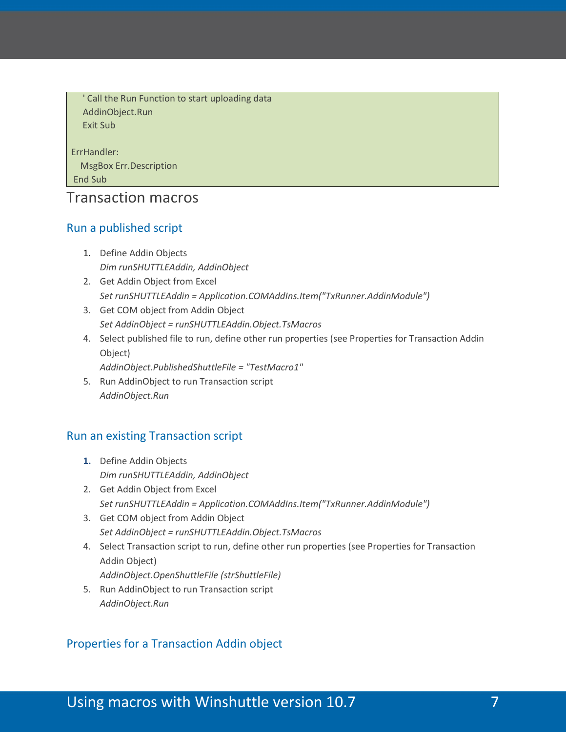```
    ' Call the Run Function to start uploading data
    AddinObject.Run
    Exit Sub

ErrHandler:
   MsgBox Err.Description
 End Sub
```

# Transaction macros

## Run a published script

1. Define Addin Objects
   *Dim runSHUTTLEAddin, AddinObject*
2. Get Addin Object from Excel
   *Set runSHUTTLEAddin = Application.COMAddIns.Item("TxRunner.AddinModule")*
3. Get COM object from Addin Object
   *Set AddinObject = runSHUTTLEAddin.Object.TsMacros*
4. Select published file to run, define other run properties (see Properties for Transaction Addin Object)
   *AddinObject.PublishedShuttleFile = "TestMacro1"*
5. Run AddinObject to run Transaction script
   *AddinObject.Run*

## Run an existing Transaction script

1. Define Addin Objects
   *Dim runSHUTTLEAddin, AddinObject*
2. Get Addin Object from Excel
   *Set runSHUTTLEAddin = Application.COMAddIns.Item("TxRunner.AddinModule")*
3. Get COM object from Addin Object
   *Set AddinObject = runSHUTTLEAddin.Object.TsMacros*
4. Select Transaction script to run, define other run properties (see Properties for Transaction Addin Object)
   *AddinObject.OpenShuttleFile (strShuttleFile)*
5. Run AddinObject to run Transaction script
   *AddinObject.Run*

## Properties for a Transaction Addin object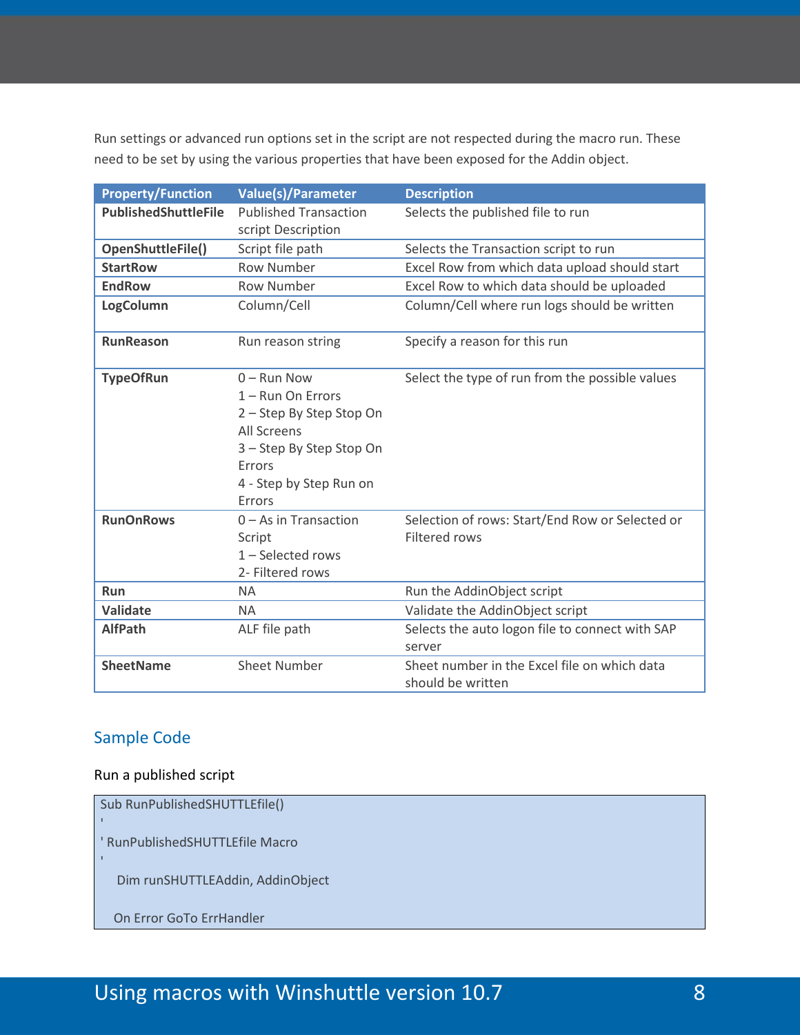Run settings or advanced run options set in the script are not respected during the macro run. These need to be set by using the various properties that have been exposed for the Addin object.

| Property/Function | Value(s)/Parameter | Description |
|---|---|---|
| **PublishedShuttleFile** | Published Transaction script Description | Selects the published file to run |
| **OpenShuttleFile()** | Script file path | Selects the Transaction script to run |
| **StartRow** | Row Number | Excel Row from which data upload should start |
| **EndRow** | Row Number | Excel Row to which data should be uploaded |
| **LogColumn** | Column/Cell | Column/Cell where run logs should be written |
| **RunReason** | Run reason string | Specify a reason for this run |
| **TypeOfRun** | 0 – Run Now<br>1 – Run On Errors<br>2 – Step By Step Stop On All Screens<br>3 – Step By Step Stop On Errors<br>4 - Step by Step Run on Errors | Select the type of run from the possible values |
| **RunOnRows** | 0 – As in Transaction Script<br>1 – Selected rows<br>2- Filtered rows | Selection of rows: Start/End Row or Selected or Filtered rows |
| **Run** | NA | Run the AddinObject script |
| **Validate** | NA | Validate the AddinObject script |
| **AlfPath** | ALF file path | Selects the auto logon file to connect with SAP server |
| **SheetName** | Sheet Number | Sheet number in the Excel file on which data should be written |

## Sample Code

Run a published script

```
Sub RunPublishedSHUTTLEfile()
'
' RunPublishedSHUTTLEfile Macro
'
    Dim runSHUTTLEAddin, AddinObject

   On Error GoTo ErrHandler
```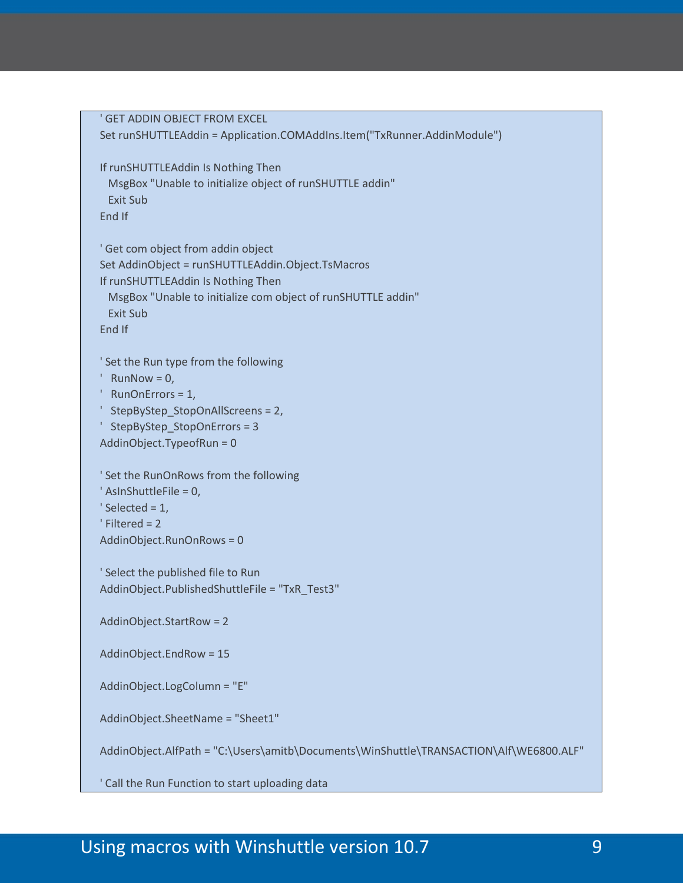```
' GET ADDIN OBJECT FROM EXCEL
Set runSHUTTLEAddin = Application.COMAddIns.Item("TxRunner.AddinModule")

If runSHUTTLEAddin Is Nothing Then
  MsgBox "Unable to initialize object of runSHUTTLE addin"
  Exit Sub
End If

' Get com object from addin object
Set AddinObject = runSHUTTLEAddin.Object.TsMacros
If runSHUTTLEAddin Is Nothing Then
  MsgBox "Unable to initialize com object of runSHUTTLE addin"
  Exit Sub
End If

' Set the Run type from the following
'   RunNow = 0,
'   RunOnErrors = 1,
'   StepByStep_StopOnAllScreens = 2,
'   StepByStep_StopOnErrors = 3
AddinObject.TypeofRun = 0

' Set the RunOnRows from the following
' AsInShuttleFile = 0,
' Selected = 1,
' Filtered = 2
AddinObject.RunOnRows = 0

' Select the published file to Run
AddinObject.PublishedShuttleFile = "TxR_Test3"

AddinObject.StartRow = 2

AddinObject.EndRow = 15

AddinObject.LogColumn = "E"

AddinObject.SheetName = "Sheet1"

AddinObject.AlfPath = "C:\Users\amitb\Documents\WinShuttle\TRANSACTION\Alf\WE6800.ALF"

' Call the Run Function to start uploading data
```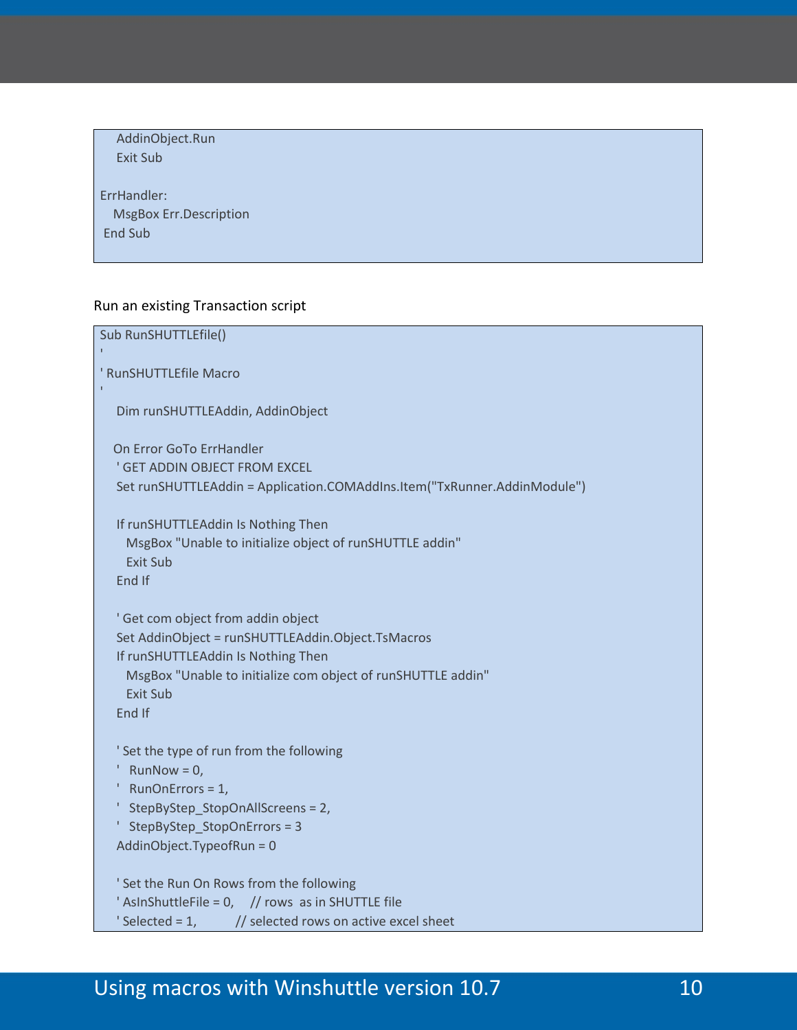```
    AddinObject.Run
    Exit Sub

ErrHandler:
   MsgBox Err.Description
 End Sub
```

Run an existing Transaction script

```
Sub RunSHUTTLEfile()
'
' RunSHUTTLEfile Macro
'
    Dim runSHUTTLEAddin, AddinObject

   On Error GoTo ErrHandler
    ' GET ADDIN OBJECT FROM EXCEL
    Set runSHUTTLEAddin = Application.COMAddIns.Item("TxRunner.AddinModule")

    If runSHUTTLEAddin Is Nothing Then
      MsgBox "Unable to initialize object of runSHUTTLE addin"
      Exit Sub
    End If

    ' Get com object from addin object
    Set AddinObject = runSHUTTLEAddin.Object.TsMacros
    If runSHUTTLEAddin Is Nothing Then
      MsgBox "Unable to initialize com object of runSHUTTLE addin"
      Exit Sub
    End If

    ' Set the type of run from the following
    '   RunNow = 0,
    '   RunOnErrors = 1,
    '   StepByStep_StopOnAllScreens = 2,
    '   StepByStep_StopOnErrors = 3
    AddinObject.TypeofRun = 0

    ' Set the Run On Rows from the following
    ' AsInShuttleFile = 0,    // rows  as in SHUTTLE file
    ' Selected = 1,           // selected rows on active excel sheet
```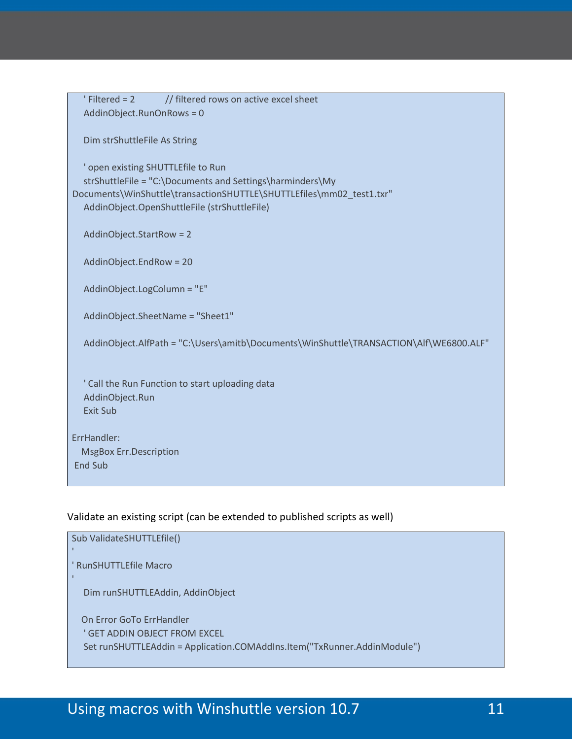```
    ' Filtered = 2          // filtered rows on active excel sheet
    AddinObject.RunOnRows = 0

    Dim strShuttleFile As String

    ' open existing SHUTTLEfile to Run
    strShuttleFile = "C:\Documents and Settings\harminders\My
Documents\WinShuttle\transactionSHUTTLE\SHUTTLEfiles\mm02_test1.txr"
    AddinObject.OpenShuttleFile (strShuttleFile)

    AddinObject.StartRow = 2

    AddinObject.EndRow = 20

    AddinObject.LogColumn = "E"

    AddinObject.SheetName = "Sheet1"

    AddinObject.AlfPath = "C:\Users\amitb\Documents\WinShuttle\TRANSACTION\Alf\WE6800.ALF"


    ' Call the Run Function to start uploading data
    AddinObject.Run
    Exit Sub

ErrHandler:
   MsgBox Err.Description
 End Sub
```

Validate an existing script (can be extended to published scripts as well)

```
Sub ValidateSHUTTLEfile()
'
' RunSHUTTLEfile Macro
'
    Dim runSHUTTLEAddin, AddinObject

   On Error GoTo ErrHandler
    ' GET ADDIN OBJECT FROM EXCEL
    Set runSHUTTLEAddin = Application.COMAddIns.Item("TxRunner.AddinModule")
```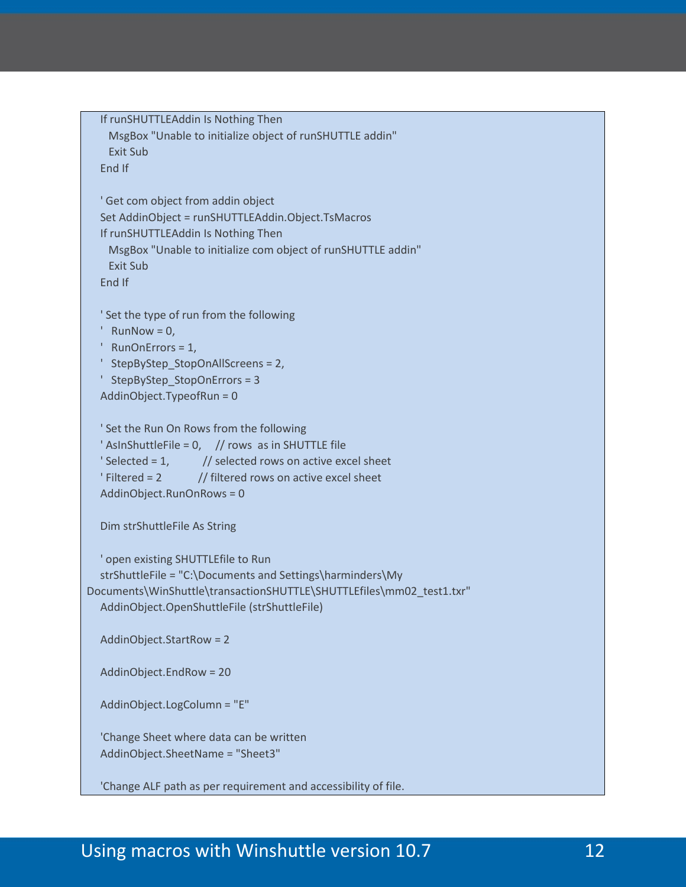```
    If runSHUTTLEAddin Is Nothing Then
      MsgBox "Unable to initialize object of runSHUTTLE addin"
      Exit Sub
    End If

    ' Get com object from addin object
    Set AddinObject = runSHUTTLEAddin.Object.TsMacros
    If runSHUTTLEAddin Is Nothing Then
      MsgBox "Unable to initialize com object of runSHUTTLE addin"
      Exit Sub
    End If

    ' Set the type of run from the following
    '   RunNow = 0,
    '   RunOnErrors = 1,
    '   StepByStep_StopOnAllScreens = 2,
    '   StepByStep_StopOnErrors = 3
    AddinObject.TypeofRun = 0

    ' Set the Run On Rows from the following
    ' AsInShuttleFile = 0,     // rows  as in SHUTTLE file
    ' Selected = 1,            // selected rows on active excel sheet
    ' Filtered = 2             // filtered rows on active excel sheet
    AddinObject.RunOnRows = 0

    Dim strShuttleFile As String

    ' open existing SHUTTLEfile to Run
    strShuttleFile = "C:\Documents and Settings\harminders\My
Documents\WinShuttle\transactionSHUTTLE\SHUTTLEfiles\mm02_test1.txr"
    AddinObject.OpenShuttleFile (strShuttleFile)

    AddinObject.StartRow = 2

    AddinObject.EndRow = 20

    AddinObject.LogColumn = "E"

    'Change Sheet where data can be written
    AddinObject.SheetName = "Sheet3"

    'Change ALF path as per requirement and accessibility of file.
```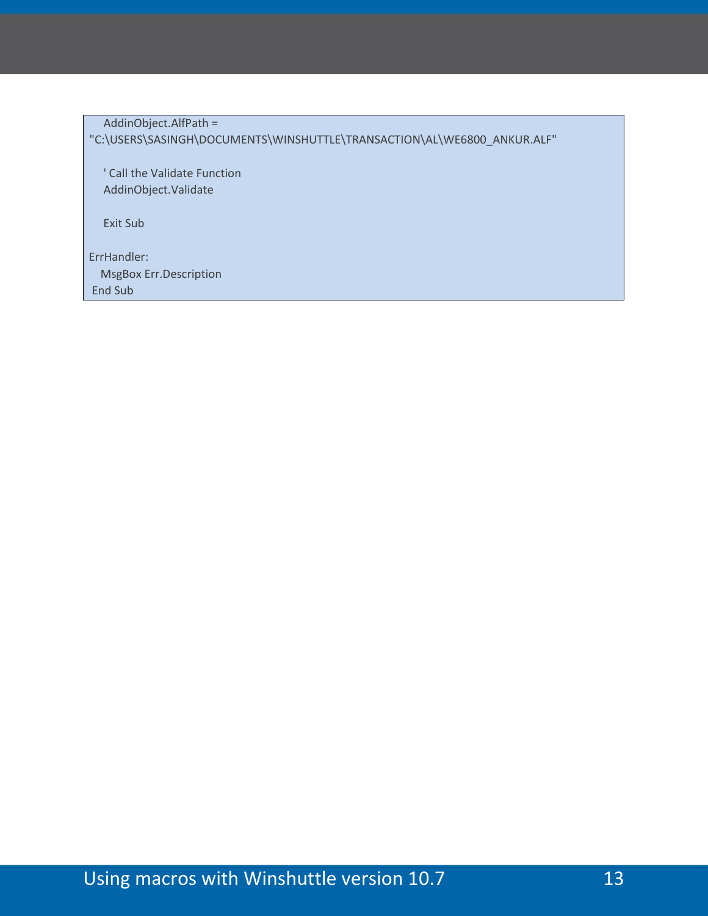```
    AddinObject.AlfPath =
"C:\USERS\SASINGH\DOCUMENTS\WINSHUTTLE\TRANSACTION\AL\WE6800_ANKUR.ALF"

    ' Call the Validate Function
    AddinObject.Validate

    Exit Sub

ErrHandler:
   MsgBox Err.Description
 End Sub
```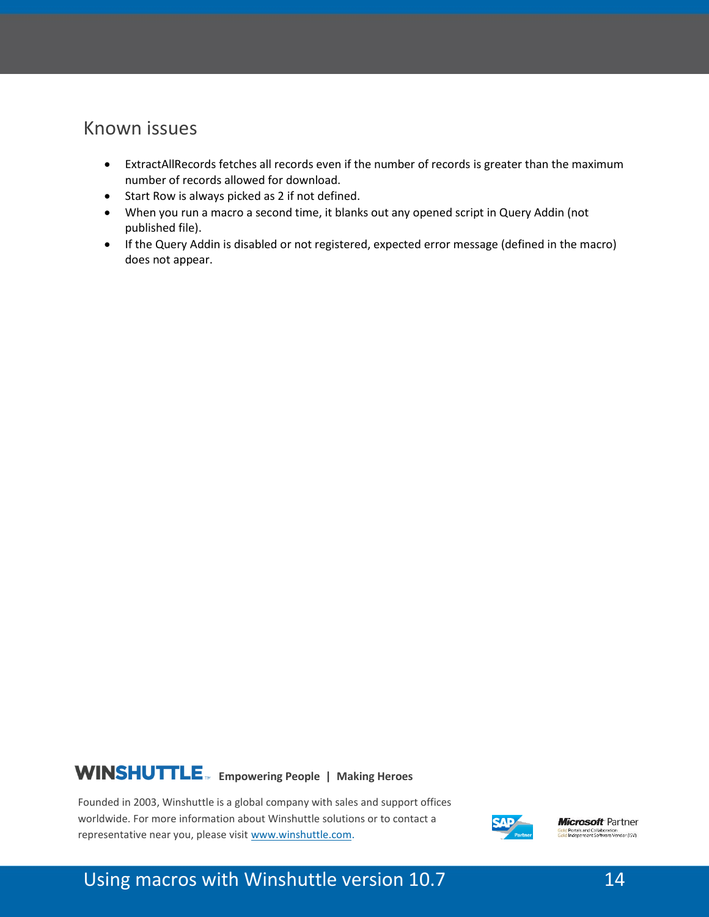## Known issues

- ExtractAllRecords fetches all records even if the number of records is greater than the maximum number of records allowed for download.
- Start Row is always picked as 2 if not defined.
- When you run a macro a second time, it blanks out any opened script in Query Addin (not published file).
- If the Query Addin is disabled or not registered, expected error message (defined in the macro) does not appear.

**WINSHUTTLE** **Empowering People | Making Heroes**

Founded in 2003, Winshuttle is a global company with sales and support offices worldwide. For more information about Winshuttle solutions or to contact a representative near you, please visit www.winshuttle.com.